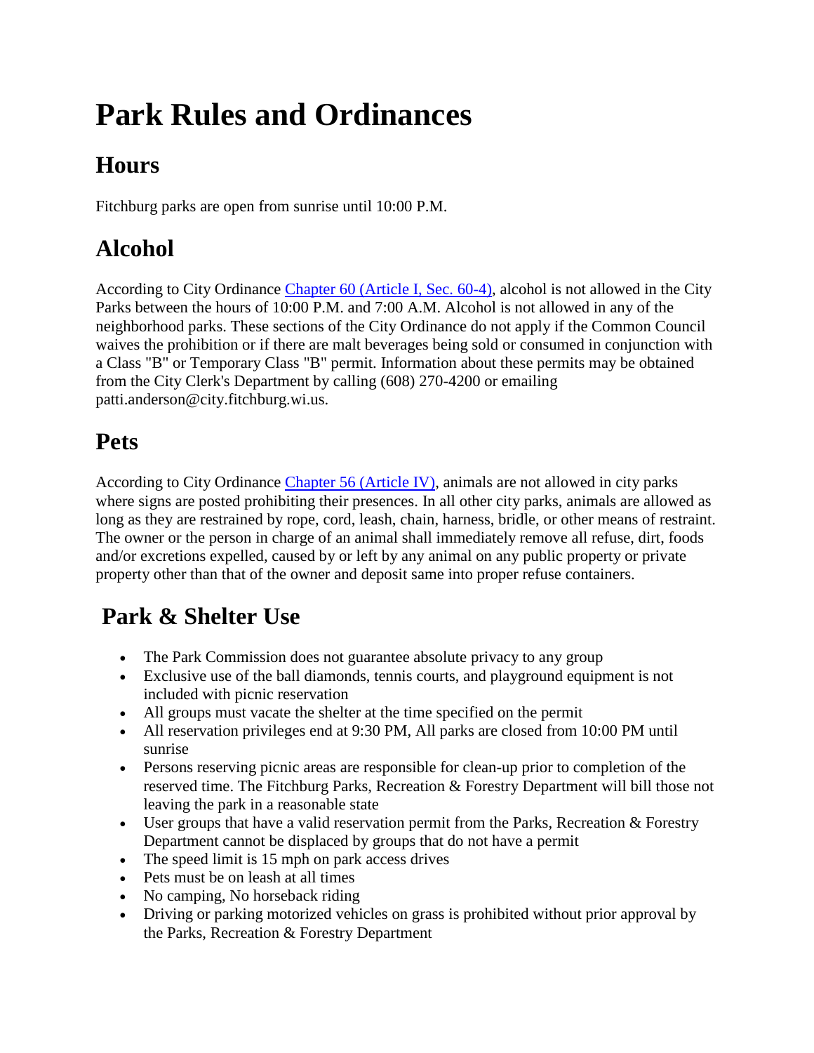# Park Rules and Ordinances

## Hours

Fitchburg parks are open from sunrise until 10:00 P.M.

## Alcohol

According to City Ordinance [Chapter 60 (Article I, Sec. 60-4)](), alcohol is not allowed in the City Parks between the hours of 10:00 P.M. and 7:00 A.M. Alcohol is not allowed in any of the neighborhood parks. These sections of the City Ordinance do not apply if the Common Council waives the prohibition or if there are malt beverages being sold or consumed in conjunction with a Class "B" or Temporary Class "B" permit. Information about these permits may be obtained from the City Clerk's Department by calling (608) 270-4200 or emailing patti.anderson@city.fitchburg.wi.us.

## Pets

According to City Ordinance [Chapter 56 (Article IV)](), animals are not allowed in city parks where signs are posted prohibiting their presences. In all other city parks, animals are allowed as long as they are restrained by rope, cord, leash, chain, harness, bridle, or other means of restraint. The owner or the person in charge of an animal shall immediately remove all refuse, dirt, foods and/or excretions expelled, caused by or left by any animal on any public property or private property other than that of the owner and deposit same into proper refuse containers.

## Park & Shelter Use

- The Park Commission does not guarantee absolute privacy to any group
- Exclusive use of the ball diamonds, tennis courts, and playground equipment is not included with picnic reservation
- All groups must vacate the shelter at the time specified on the permit
- All reservation privileges end at 9:30 PM, All parks are closed from 10:00 PM until sunrise
- Persons reserving picnic areas are responsible for clean-up prior to completion of the reserved time. The Fitchburg Parks, Recreation & Forestry Department will bill those not leaving the park in a reasonable state
- User groups that have a valid reservation permit from the Parks, Recreation & Forestry Department cannot be displaced by groups that do not have a permit
- The speed limit is 15 mph on park access drives
- Pets must be on leash at all times
- No camping, No horseback riding
- Driving or parking motorized vehicles on grass is prohibited without prior approval by the Parks, Recreation & Forestry Department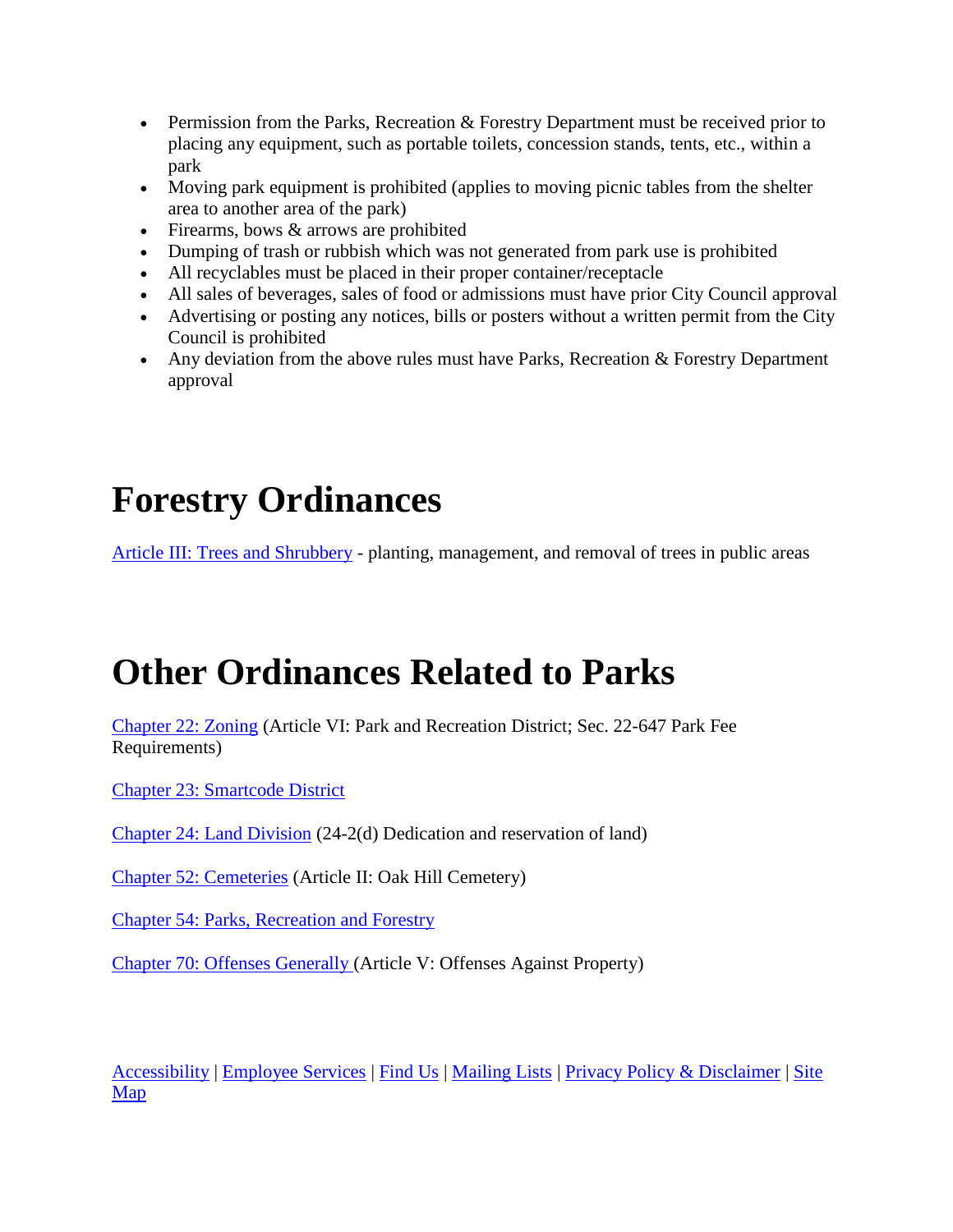- Permission from the Parks, Recreation & Forestry Department must be received prior to placing any equipment, such as portable toilets, concession stands, tents, etc., within a park
- Moving park equipment is prohibited (applies to moving picnic tables from the shelter area to another area of the park)
- Firearms, bows & arrows are prohibited
- Dumping of trash or rubbish which was not generated from park use is prohibited
- All recyclables must be placed in their proper container/receptacle
- All sales of beverages, sales of food or admissions must have prior City Council approval
- Advertising or posting any notices, bills or posters without a written permit from the City Council is prohibited
- Any deviation from the above rules must have Parks, Recreation & Forestry Department approval

# Forestry Ordinances

Article III: Trees and Shrubbery - planting, management, and removal of trees in public areas

# Other Ordinances Related to Parks

Chapter 22: Zoning (Article VI: Park and Recreation District; Sec. 22-647 Park Fee Requirements)

Chapter 23: Smartcode District

Chapter 24: Land Division (24-2(d) Dedication and reservation of land)

Chapter 52: Cemeteries (Article II: Oak Hill Cemetery)

Chapter 54: Parks, Recreation and Forestry

Chapter 70: Offenses Generally (Article V: Offenses Against Property)

Accessibility | Employee Services | Find Us | Mailing Lists | Privacy Policy & Disclaimer | Site Map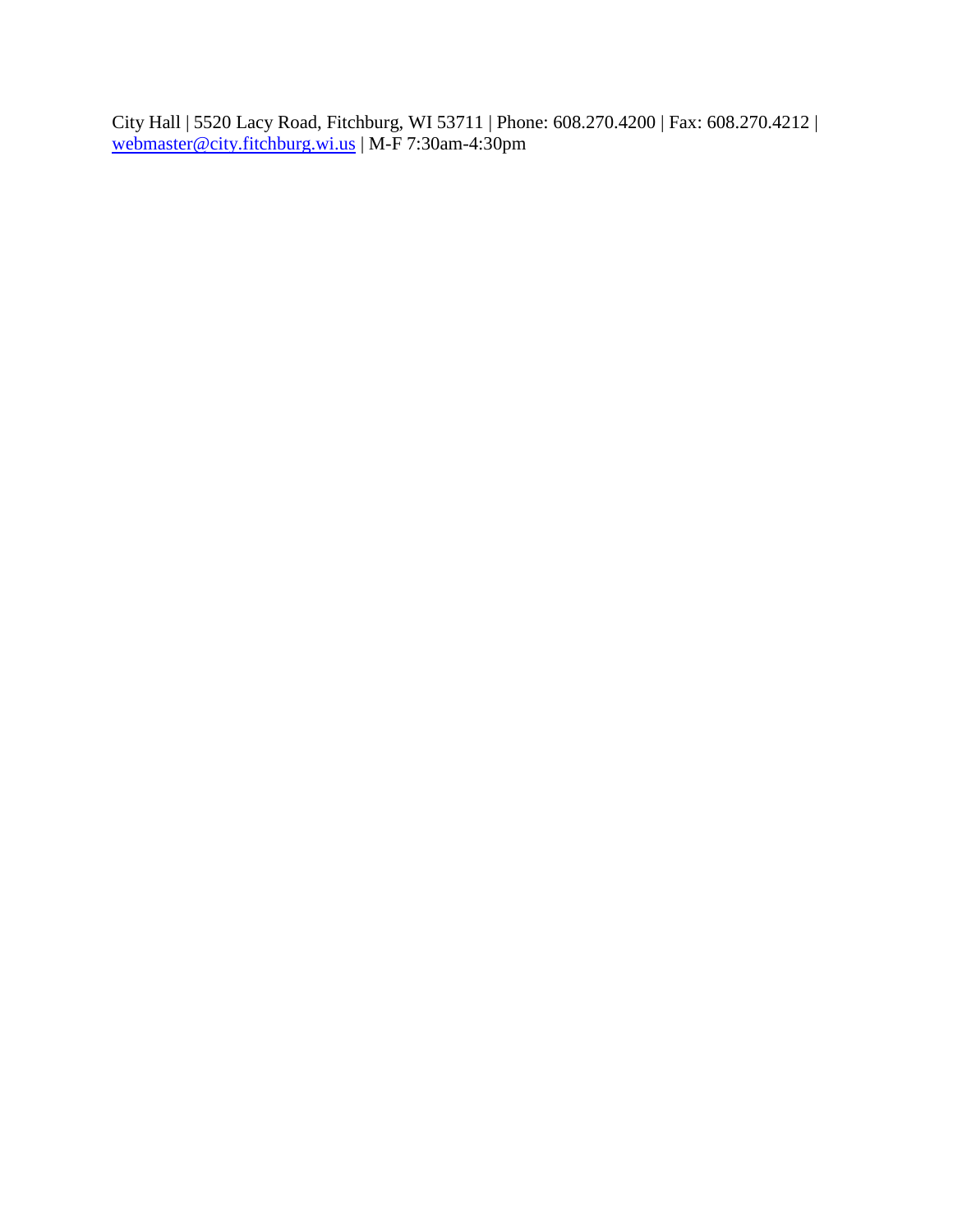City Hall | 5520 Lacy Road, Fitchburg, WI 53711 | Phone: 608.270.4200 | Fax: 608.270.4212 | webmaster@city.fitchburg.wi.us | M-F 7:30am-4:30pm